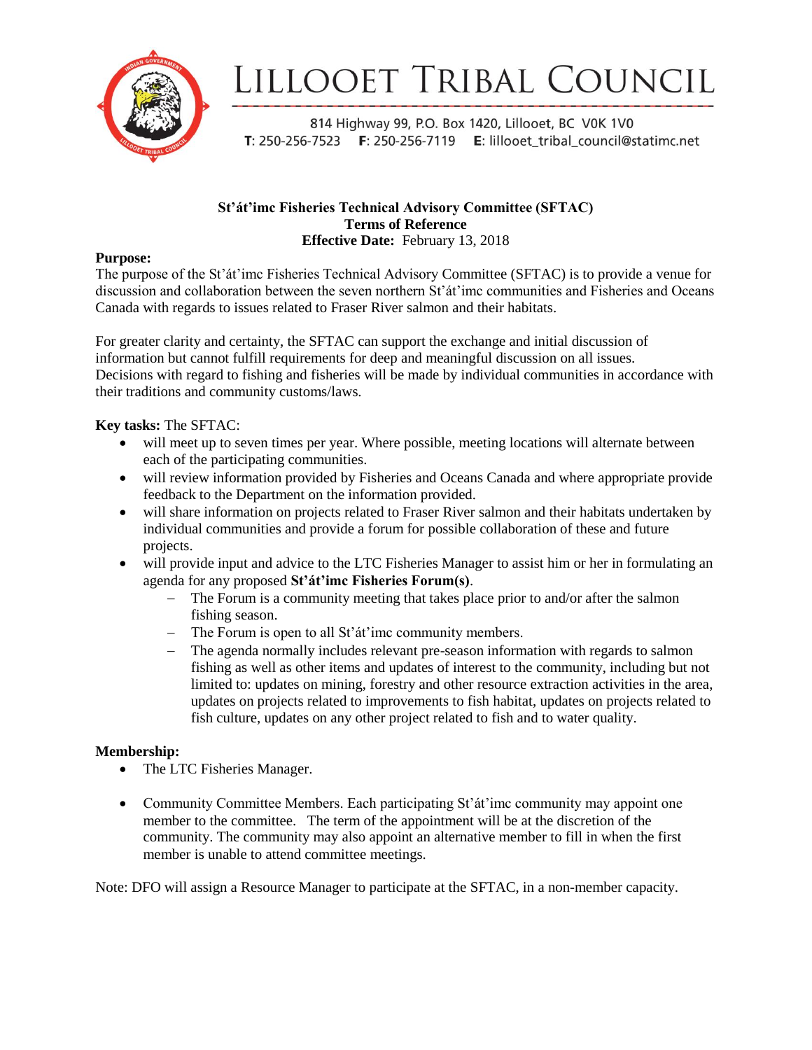# LILLOOET TRIBAL COUNCIL

814 Highway 99, P.O. Box 1420, Lillooet, BC V0K 1V0
**T**: 250-256-7523 **F**: 250-256-7119 **E**: lillooet_tribal_council@statimc.net

**St'át'imc Fisheries Technical Advisory Committee (SFTAC)**
**Terms of Reference**
**Effective Date:** February 13, 2018

**Purpose:**
The purpose of the St'át'imc Fisheries Technical Advisory Committee (SFTAC) is to provide a venue for discussion and collaboration between the seven northern St'át'imc communities and Fisheries and Oceans Canada with regards to issues related to Fraser River salmon and their habitats.

For greater clarity and certainty, the SFTAC can support the exchange and initial discussion of information but cannot fulfill requirements for deep and meaningful discussion on all issues. Decisions with regard to fishing and fisheries will be made by individual communities in accordance with their traditions and community customs/laws.

**Key tasks:** The SFTAC:

- will meet up to seven times per year. Where possible, meeting locations will alternate between each of the participating communities.
- will review information provided by Fisheries and Oceans Canada and where appropriate provide feedback to the Department on the information provided.
- will share information on projects related to Fraser River salmon and their habitats undertaken by individual communities and provide a forum for possible collaboration of these and future projects.
- will provide input and advice to the LTC Fisheries Manager to assist him or her in formulating an agenda for any proposed **St'át'imc Fisheries Forum(s)**.
  - The Forum is a community meeting that takes place prior to and/or after the salmon fishing season.
  - The Forum is open to all St'át'imc community members.
  - The agenda normally includes relevant pre-season information with regards to salmon fishing as well as other items and updates of interest to the community, including but not limited to: updates on mining, forestry and other resource extraction activities in the area, updates on projects related to improvements to fish habitat, updates on projects related to fish culture, updates on any other project related to fish and to water quality.

**Membership:**

- The LTC Fisheries Manager.
- Community Committee Members. Each participating St'át'imc community may appoint one member to the committee. The term of the appointment will be at the discretion of the community. The community may also appoint an alternative member to fill in when the first member is unable to attend committee meetings.

Note: DFO will assign a Resource Manager to participate at the SFTAC, in a non-member capacity.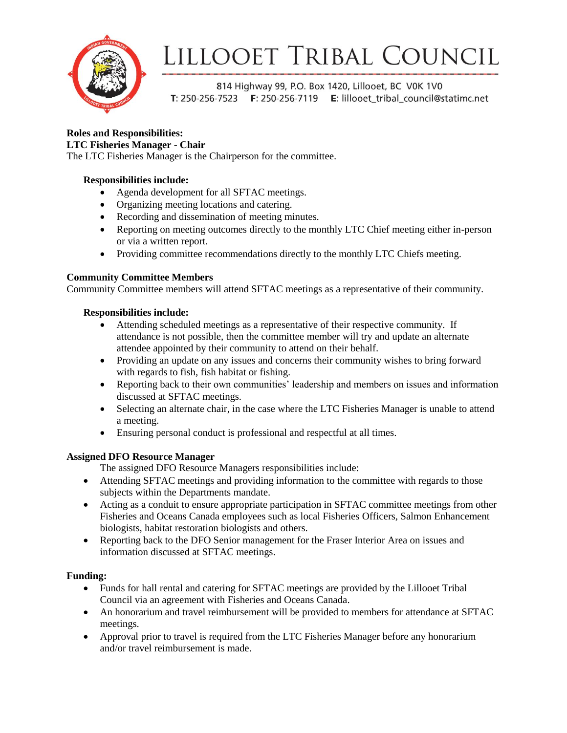**Roles and Responsibilities:**

**LTC Fisheries Manager - Chair**

The LTC Fisheries Manager is the Chairperson for the committee.

**Responsibilities include:**

- Agenda development for all SFTAC meetings.
- Organizing meeting locations and catering.
- Recording and dissemination of meeting minutes.
- Reporting on meeting outcomes directly to the monthly LTC Chief meeting either in-person or via a written report.
- Providing committee recommendations directly to the monthly LTC Chiefs meeting.

**Community Committee Members**

Community Committee members will attend SFTAC meetings as a representative of their community.

**Responsibilities include:**

- Attending scheduled meetings as a representative of their respective community. If attendance is not possible, then the committee member will try and update an alternate attendee appointed by their community to attend on their behalf.
- Providing an update on any issues and concerns their community wishes to bring forward with regards to fish, fish habitat or fishing.
- Reporting back to their own communities' leadership and members on issues and information discussed at SFTAC meetings.
- Selecting an alternate chair, in the case where the LTC Fisheries Manager is unable to attend a meeting.
- Ensuring personal conduct is professional and respectful at all times.

**Assigned DFO Resource Manager**

The assigned DFO Resource Managers responsibilities include:

- Attending SFTAC meetings and providing information to the committee with regards to those subjects within the Departments mandate.
- Acting as a conduit to ensure appropriate participation in SFTAC committee meetings from other Fisheries and Oceans Canada employees such as local Fisheries Officers, Salmon Enhancement biologists, habitat restoration biologists and others.
- Reporting back to the DFO Senior management for the Fraser Interior Area on issues and information discussed at SFTAC meetings.

**Funding:**

- Funds for hall rental and catering for SFTAC meetings are provided by the Lillooet Tribal Council via an agreement with Fisheries and Oceans Canada.
- An honorarium and travel reimbursement will be provided to members for attendance at SFTAC meetings.
- Approval prior to travel is required from the LTC Fisheries Manager before any honorarium and/or travel reimbursement is made.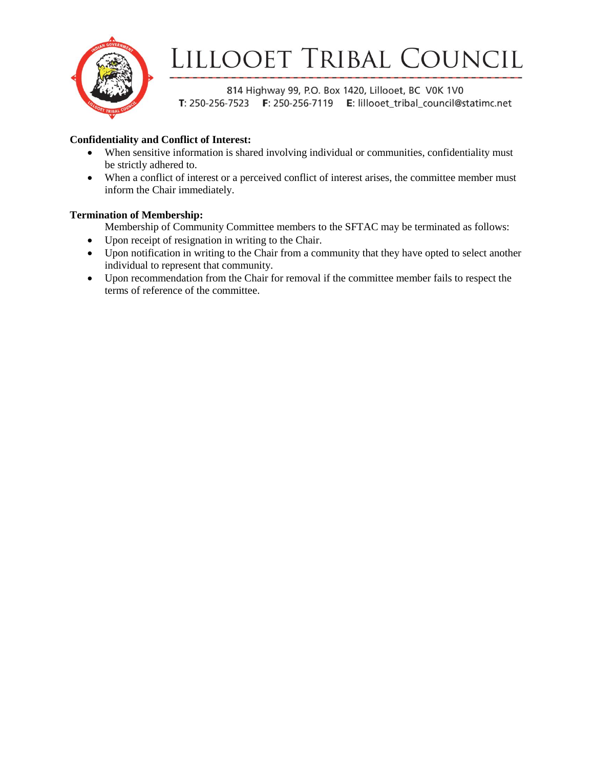**Confidentiality and Conflict of Interest:**

- When sensitive information is shared involving individual or communities, confidentiality must be strictly adhered to.
- When a conflict of interest or a perceived conflict of interest arises, the committee member must inform the Chair immediately.

**Termination of Membership:**

Membership of Community Committee members to the SFTAC may be terminated as follows:

- Upon receipt of resignation in writing to the Chair.
- Upon notification in writing to the Chair from a community that they have opted to select another individual to represent that community.
- Upon recommendation from the Chair for removal if the committee member fails to respect the terms of reference of the committee.